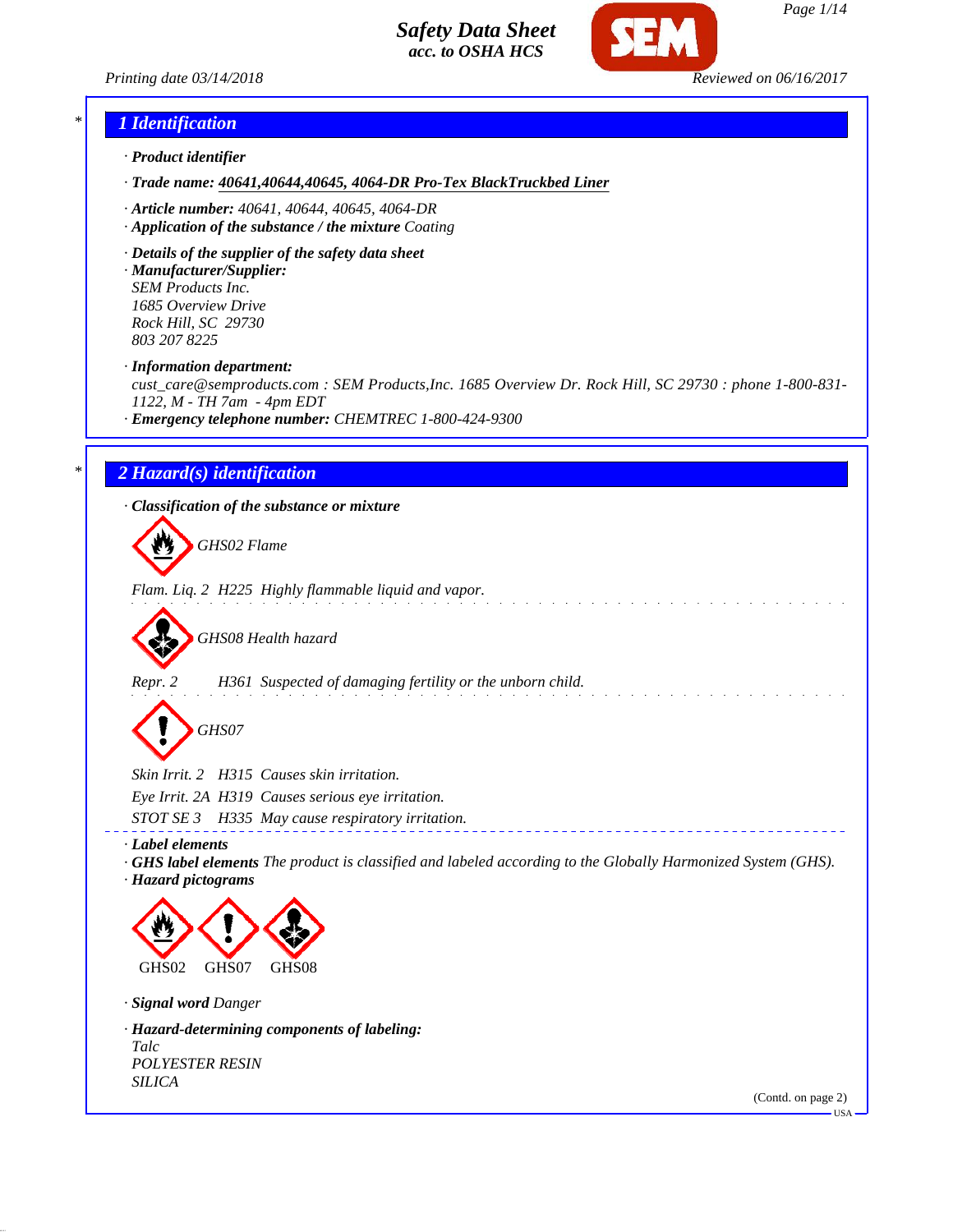**Safety Data Sheet**
**acc. to OSHA HCS**

Printing date 03/14/2018 Reviewed on 06/16/2017

## 1 Identification

· **Product identifier**

· **Trade name:** **40641,40644,40645, 4064-DR Pro-Tex BlackTruckbed Liner**

· **Article number:** 40641, 40644, 40645, 4064-DR
· **Application of the substance / the mixture** Coating

· **Details of the supplier of the safety data sheet**
· **Manufacturer/Supplier:**
SEM Products Inc.
1685 Overview Drive
Rock Hill, SC 29730
803 207 8225

· **Information department:**
cust_care@semproducts.com : SEM Products,Inc. 1685 Overview Dr. Rock Hill, SC 29730 : phone 1-800-831-1122, M - TH 7am - 4pm EDT
· **Emergency telephone number:** CHEMTREC 1-800-424-9300

## 2 Hazard(s) identification

· **Classification of the substance or mixture**

GHS02 Flame

Flam. Liq. 2 H225 Highly flammable liquid and vapor.

GHS08 Health hazard

Repr. 2 H361 Suspected of damaging fertility or the unborn child.

GHS07

Skin Irrit. 2 H315 Causes skin irritation.
Eye Irrit. 2A H319 Causes serious eye irritation.
STOT SE 3 H335 May cause respiratory irritation.

· **Label elements**
· **GHS label elements** The product is classified and labeled according to the Globally Harmonized System (GHS).
· **Hazard pictograms**

GHS02 GHS07 GHS08

· **Signal word** Danger

· **Hazard-determining components of labeling:**
Talc
POLYESTER RESIN
SILICA

(Contd. on page 2)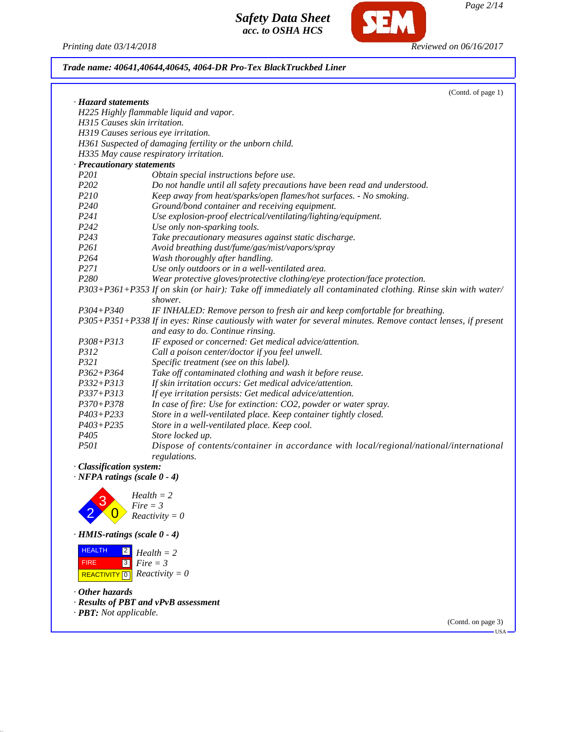(Contd. of page 1)

· **Hazard statements**

H225 Highly flammable liquid and vapor.
H315 Causes skin irritation.
H319 Causes serious eye irritation.
H361 Suspected of damaging fertility or the unborn child.
H335 May cause respiratory irritation.

· **Precautionary statements**

| | |
|---|---|
| P201 | Obtain special instructions before use. |
| P202 | Do not handle until all safety precautions have been read and understood. |
| P210 | Keep away from heat/sparks/open flames/hot surfaces. - No smoking. |
| P240 | Ground/bond container and receiving equipment. |
| P241 | Use explosion-proof electrical/ventilating/lighting/equipment. |
| P242 | Use only non-sparking tools. |
| P243 | Take precautionary measures against static discharge. |
| P261 | Avoid breathing dust/fume/gas/mist/vapors/spray |
| P264 | Wash thoroughly after handling. |
| P271 | Use only outdoors or in a well-ventilated area. |
| P280 | Wear protective gloves/protective clothing/eye protection/face protection. |
| P303+P361+P353 | If on skin (or hair): Take off immediately all contaminated clothing. Rinse skin with water/ shower. |
| P304+P340 | IF INHALED: Remove person to fresh air and keep comfortable for breathing. |
| P305+P351+P338 | If in eyes: Rinse cautiously with water for several minutes. Remove contact lenses, if present and easy to do. Continue rinsing. |
| P308+P313 | IF exposed or concerned: Get medical advice/attention. |
| P312 | Call a poison center/doctor if you feel unwell. |
| P321 | Specific treatment (see on this label). |
| P362+P364 | Take off contaminated clothing and wash it before reuse. |
| P332+P313 | If skin irritation occurs: Get medical advice/attention. |
| P337+P313 | If eye irritation persists: Get medical advice/attention. |
| P370+P378 | In case of fire: Use for extinction: CO2, powder or water spray. |
| P403+P233 | Store in a well-ventilated place. Keep container tightly closed. |
| P403+P235 | Store in a well-ventilated place. Keep cool. |
| P405 | Store locked up. |
| P501 | Dispose of contents/container in accordance with local/regional/national/international regulations. |

· **Classification system:**

· **NFPA ratings (scale 0 - 4)**

Health = 2
Fire = 3
Reactivity = 0

· **HMIS-ratings (scale 0 - 4)**

| | | |
|---|---|---|
| HEALTH | 2 | Health = 2 |
| FIRE | 3 | Fire = 3 |
| REACTIVITY | 0 | Reactivity = 0 |

· **Other hazards**

· **Results of PBT and vPvB assessment**

· **PBT:** Not applicable.

(Contd. on page 3)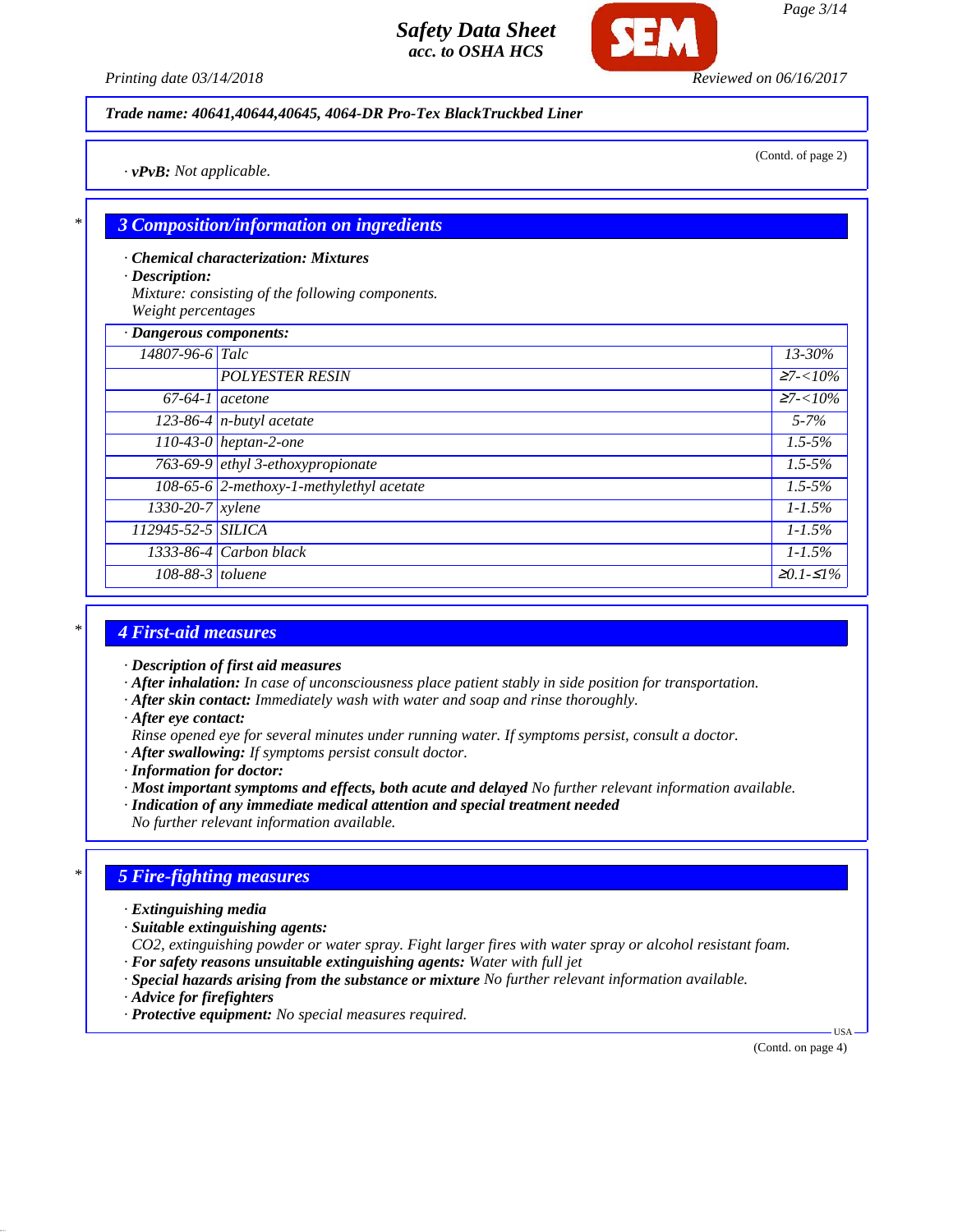**Trade name: 40641,40644,40645, 4064-DR Pro-Tex BlackTruckbed Liner**

(Contd. of page 2)

· **vPvB:** Not applicable.

## 3 Composition/information on ingredients

· **Chemical characterization: Mixtures**
· **Description:**
Mixture: consisting of the following components.
Weight percentages

| · Dangerous components: | | |
|---|---|---|
| 14807-96-6 | Talc | 13-30% |
| | POLYESTER RESIN | ≥7-<10% |
| 67-64-1 | acetone | ≥7-<10% |
| 123-86-4 | n-butyl acetate | 5-7% |
| 110-43-0 | heptan-2-one | 1.5-5% |
| 763-69-9 | ethyl 3-ethoxypropionate | 1.5-5% |
| 108-65-6 | 2-methoxy-1-methylethyl acetate | 1.5-5% |
| 1330-20-7 | xylene | 1-1.5% |
| 112945-52-5 | SILICA | 1-1.5% |
| 1333-86-4 | Carbon black | 1-1.5% |
| 108-88-3 | toluene | ≥0.1-≤1% |

## 4 First-aid measures

· **Description of first aid measures**
· **After inhalation:** In case of unconsciousness place patient stably in side position for transportation.
· **After skin contact:** Immediately wash with water and soap and rinse thoroughly.
· **After eye contact:**
Rinse opened eye for several minutes under running water. If symptoms persist, consult a doctor.
· **After swallowing:** If symptoms persist consult doctor.
· **Information for doctor:**
· **Most important symptoms and effects, both acute and delayed** No further relevant information available.
· **Indication of any immediate medical attention and special treatment needed**
No further relevant information available.

## 5 Fire-fighting measures

· **Extinguishing media**
· **Suitable extinguishing agents:**
$CO_2$, extinguishing powder or water spray. Fight larger fires with water spray or alcohol resistant foam.
· **For safety reasons unsuitable extinguishing agents:** Water with full jet
· **Special hazards arising from the substance or mixture** No further relevant information available.
· **Advice for firefighters**
· **Protective equipment:** No special measures required.

(Contd. on page 4)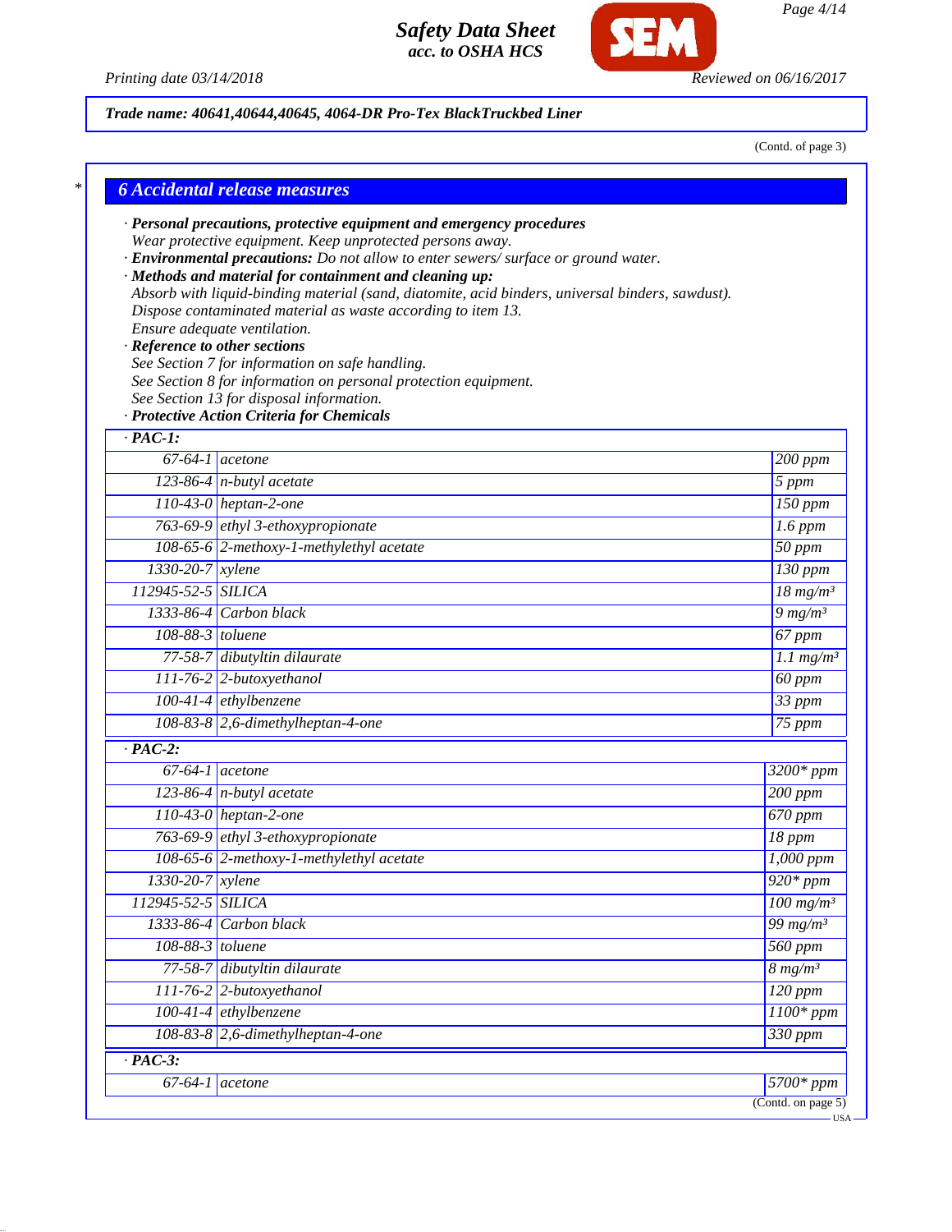**Trade name: 40641,40644,40645, 4064-DR Pro-Tex BlackTruckbed Liner**

(Contd. of page 3)

## 6 Accidental release measures

· **Personal precautions, protective equipment and emergency procedures**
Wear protective equipment. Keep unprotected persons away.
· **Environmental precautions:** Do not allow to enter sewers/ surface or ground water.
· **Methods and material for containment and cleaning up:**
Absorb with liquid-binding material (sand, diatomite, acid binders, universal binders, sawdust).
Dispose contaminated material as waste according to item 13.
Ensure adequate ventilation.
· **Reference to other sections**
See Section 7 for information on safe handling.
See Section 8 for information on personal protection equipment.
See Section 13 for disposal information.
· **Protective Action Criteria for Chemicals**

| · PAC-1: | | |
|---|---|---|
| 67-64-1 | acetone | 200 ppm |
| 123-86-4 | n-butyl acetate | 5 ppm |
| 110-43-0 | heptan-2-one | 150 ppm |
| 763-69-9 | ethyl 3-ethoxypropionate | 1.6 ppm |
| 108-65-6 | 2-methoxy-1-methylethyl acetate | 50 ppm |
| 1330-20-7 | xylene | 130 ppm |
| 112945-52-5 | SILICA | 18 mg/m³ |
| 1333-86-4 | Carbon black | 9 mg/m³ |
| 108-88-3 | toluene | 67 ppm |
| 77-58-7 | dibutyltin dilaurate | 1.1 mg/m³ |
| 111-76-2 | 2-butoxyethanol | 60 ppm |
| 100-41-4 | ethylbenzene | 33 ppm |
| 108-83-8 | 2,6-dimethylheptan-4-one | 75 ppm |

| · PAC-2: | | |
|---|---|---|
| 67-64-1 | acetone | 3200* ppm |
| 123-86-4 | n-butyl acetate | 200 ppm |
| 110-43-0 | heptan-2-one | 670 ppm |
| 763-69-9 | ethyl 3-ethoxypropionate | 18 ppm |
| 108-65-6 | 2-methoxy-1-methylethyl acetate | 1,000 ppm |
| 1330-20-7 | xylene | 920* ppm |
| 112945-52-5 | SILICA | 100 mg/m³ |
| 1333-86-4 | Carbon black | 99 mg/m³ |
| 108-88-3 | toluene | 560 ppm |
| 77-58-7 | dibutyltin dilaurate | 8 mg/m³ |
| 111-76-2 | 2-butoxyethanol | 120 ppm |
| 100-41-4 | ethylbenzene | 1100* ppm |
| 108-83-8 | 2,6-dimethylheptan-4-one | 330 ppm |

| · PAC-3: | | |
|---|---|---|
| 67-64-1 | acetone | 5700* ppm |

(Contd. on page 5)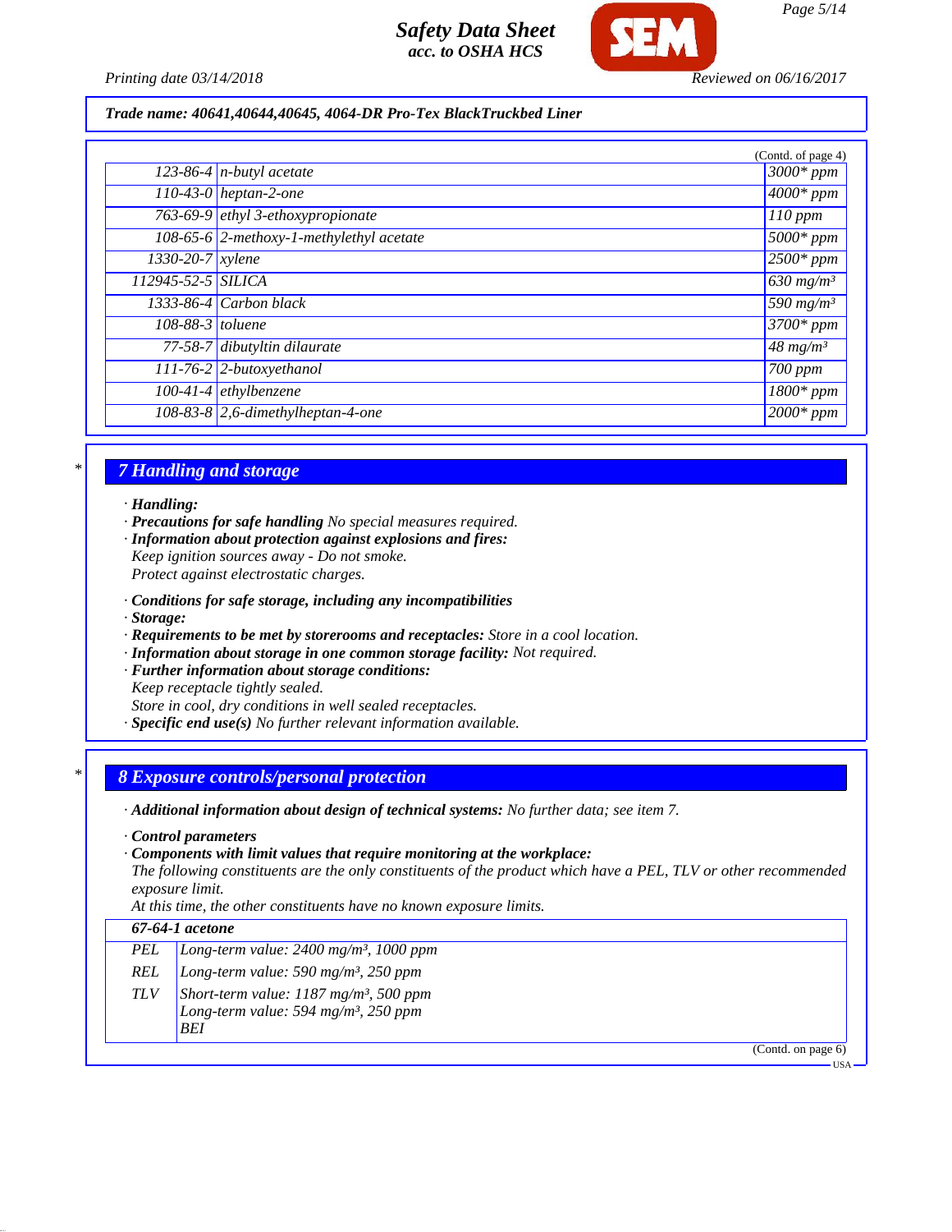**Trade name: 40641,40644,40645, 4064-DR Pro-Tex BlackTruckbed Liner**

(Contd. of page 4)

| | | |
|---|---|---|
| 123-86-4 | n-butyl acetate | 3000* ppm |
| 110-43-0 | heptan-2-one | 4000* ppm |
| 763-69-9 | ethyl 3-ethoxypropionate | 110 ppm |
| 108-65-6 | 2-methoxy-1-methylethyl acetate | 5000* ppm |
| 1330-20-7 | xylene | 2500* ppm |
| 112945-52-5 | SILICA | 630 mg/m³ |
| 1333-86-4 | Carbon black | 590 mg/m³ |
| 108-88-3 | toluene | 3700* ppm |
| 77-58-7 | dibutyltin dilaurate | 48 mg/m³ |
| 111-76-2 | 2-butoxyethanol | 700 ppm |
| 100-41-4 | ethylbenzene | 1800* ppm |
| 108-83-8 | 2,6-dimethylheptan-4-one | 2000* ppm |

## 7 Handling and storage

· **Handling:**
· **Precautions for safe handling** No special measures required.
· **Information about protection against explosions and fires:**
Keep ignition sources away - Do not smoke.
Protect against electrostatic charges.

· **Conditions for safe storage, including any incompatibilities**
· **Storage:**
· **Requirements to be met by storerooms and receptacles:** Store in a cool location.
· **Information about storage in one common storage facility:** Not required.
· **Further information about storage conditions:**
Keep receptacle tightly sealed.
Store in cool, dry conditions in well sealed receptacles.
· **Specific end use(s)** No further relevant information available.

## 8 Exposure controls/personal protection

· **Additional information about design of technical systems:** No further data; see item 7.

· **Control parameters**
· **Components with limit values that require monitoring at the workplace:**
The following constituents are the only constituents of the product which have a PEL, TLV or other recommended exposure limit.
At this time, the other constituents have no known exposure limits.

| **67-64-1 acetone** | |
|---|---|
| PEL | Long-term value: 2400 mg/m³, 1000 ppm |
| REL | Long-term value: 590 mg/m³, 250 ppm |
| TLV | Short-term value: 1187 mg/m³, 500 ppm<br>Long-term value: 594 mg/m³, 250 ppm<br>BEI |

(Contd. on page 6)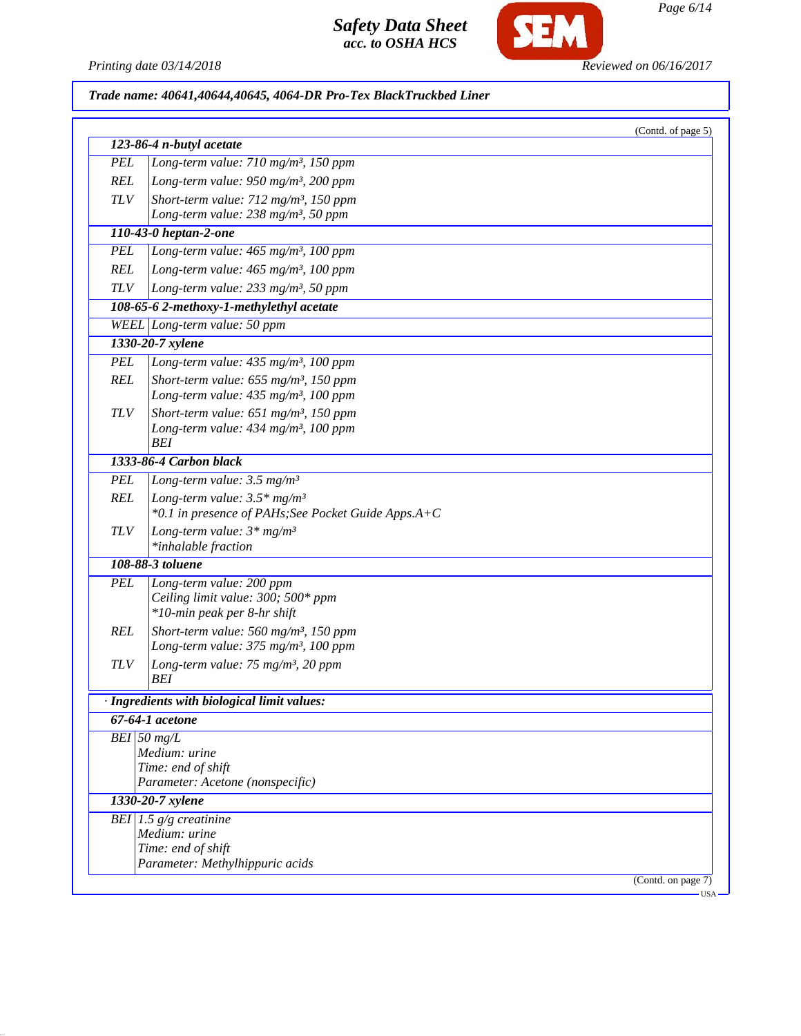Trade name: 40641,40644,40645, 4064-DR Pro-Tex BlackTruckbed Liner

(Contd. of page 5)

| **123-86-4 n-butyl acetate** | |
|---|---|
| PEL | Long-term value: 710 mg/m³, 150 ppm |
| REL | Long-term value: 950 mg/m³, 200 ppm |
| TLV | Short-term value: 712 mg/m³, 150 ppm<br>Long-term value: 238 mg/m³, 50 ppm |
| **110-43-0 heptan-2-one** | |
| PEL | Long-term value: 465 mg/m³, 100 ppm |
| REL | Long-term value: 465 mg/m³, 100 ppm |
| TLV | Long-term value: 233 mg/m³, 50 ppm |
| **108-65-6 2-methoxy-1-methylethyl acetate** | |
| WEEL | Long-term value: 50 ppm |
| **1330-20-7 xylene** | |
| PEL | Long-term value: 435 mg/m³, 100 ppm |
| REL | Short-term value: 655 mg/m³, 150 ppm<br>Long-term value: 435 mg/m³, 100 ppm |
| TLV | Short-term value: 651 mg/m³, 150 ppm<br>Long-term value: 434 mg/m³, 100 ppm<br>BEI |
| **1333-86-4 Carbon black** | |
| PEL | Long-term value: 3.5 mg/m³ |
| REL | Long-term value: 3.5* mg/m³<br>*0.1 in presence of PAHs;See Pocket Guide Apps.A+C |
| TLV | Long-term value: 3* mg/m³<br>*inhalable fraction |
| **108-88-3 toluene** | |
| PEL | Long-term value: 200 ppm<br>Ceiling limit value: 300; 500* ppm<br>*10-min peak per 8-hr shift |
| REL | Short-term value: 560 mg/m³, 150 ppm<br>Long-term value: 375 mg/m³, 100 ppm |
| TLV | Long-term value: 75 mg/m³, 20 ppm<br>BEI |

· **Ingredients with biological limit values:**

| **67-64-1 acetone** | |
|---|---|
| BEI | 50 mg/L<br>Medium: urine<br>Time: end of shift<br>Parameter: Acetone (nonspecific) |
| **1330-20-7 xylene** | |
| BEI | 1.5 g/g creatinine<br>Medium: urine<br>Time: end of shift<br>Parameter: Methylhippuric acids |

(Contd. on page 7)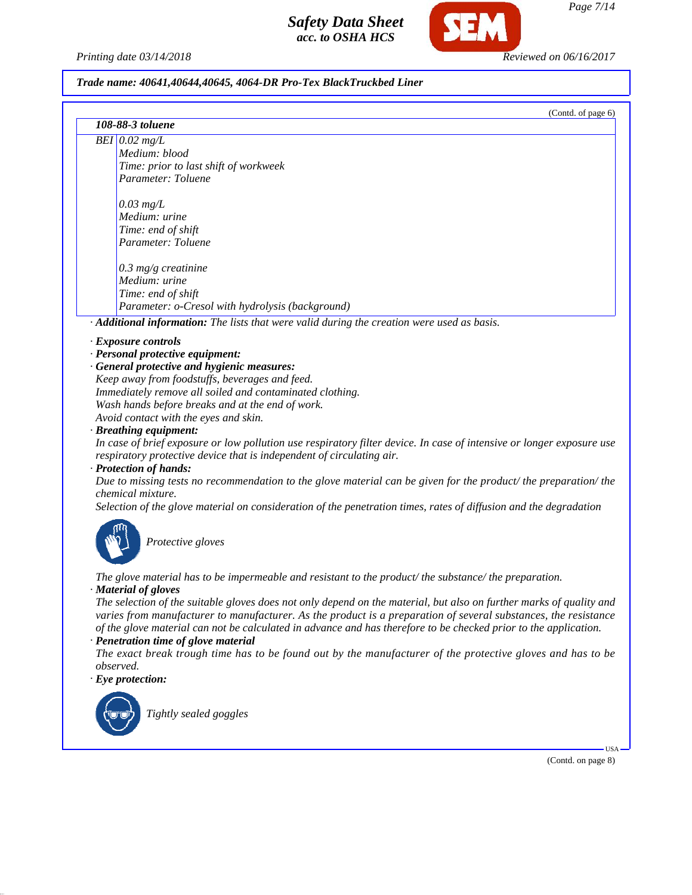(Contd. of page 6)

| 108-88-3 toluene | |
|---|---|
| BEI | 0.02 mg/L<br>Medium: blood<br>Time: prior to last shift of workweek<br>Parameter: Toluene<br><br>0.03 mg/L<br>Medium: urine<br>Time: end of shift<br>Parameter: Toluene<br><br>0.3 mg/g creatinine<br>Medium: urine<br>Time: end of shift<br>Parameter: o-Cresol with hydrolysis (background) |

· **Additional information:** The lists that were valid during the creation were used as basis.

· **Exposure controls**
· **Personal protective equipment:**
· **General protective and hygienic measures:**
Keep away from foodstuffs, beverages and feed.
Immediately remove all soiled and contaminated clothing.
Wash hands before breaks and at the end of work.
Avoid contact with the eyes and skin.
· **Breathing equipment:**
In case of brief exposure or low pollution use respiratory filter device. In case of intensive or longer exposure use respiratory protective device that is independent of circulating air.
· **Protection of hands:**
Due to missing tests no recommendation to the glove material can be given for the product/ the preparation/ the chemical mixture.
Selection of the glove material on consideration of the penetration times, rates of diffusion and the degradation

Protective gloves

The glove material has to be impermeable and resistant to the product/ the substance/ the preparation.
· **Material of gloves**
The selection of the suitable gloves does not only depend on the material, but also on further marks of quality and varies from manufacturer to manufacturer. As the product is a preparation of several substances, the resistance of the glove material can not be calculated in advance and has therefore to be checked prior to the application.
· **Penetration time of glove material**
The exact break trough time has to be found out by the manufacturer of the protective gloves and has to be observed.
· **Eye protection:**

Tightly sealed goggles

(Contd. on page 8)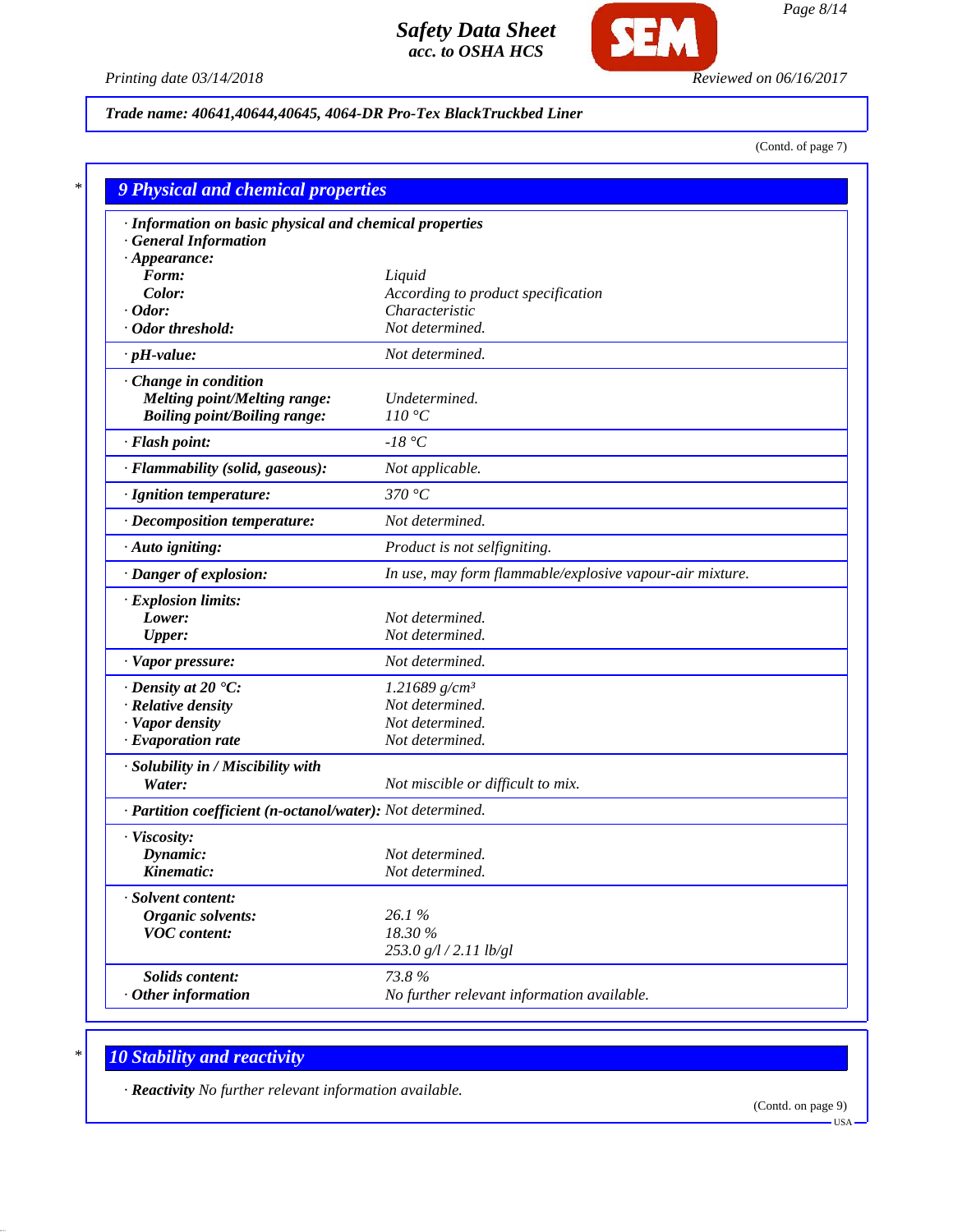Trade name: 40641,40644,40645, 4064-DR Pro-Tex BlackTruckbed Liner

(Contd. of page 7)

## 9 Physical and chemical properties

· **Information on basic physical and chemical properties**
· **General Information**
· **Appearance:**

| | |
|---|---|
| **Form:** | Liquid |
| **Color:** | According to product specification |
| · **Odor:** | Characteristic |
| · **Odor threshold:** | Not determined. |
| · **pH-value:** | Not determined. |
| · **Change in condition** | |
| **Melting point/Melting range:** | Undetermined. |
| **Boiling point/Boiling range:** | 110 °C |
| · **Flash point:** | -18 °C |
| · **Flammability (solid, gaseous):** | Not applicable. |
| · **Ignition temperature:** | 370 °C |
| · **Decomposition temperature:** | Not determined. |
| · **Auto igniting:** | Product is not selfigniting. |
| · **Danger of explosion:** | In use, may form flammable/explosive vapour-air mixture. |
| · **Explosion limits:** | |
| **Lower:** | Not determined. |
| **Upper:** | Not determined. |
| · **Vapor pressure:** | Not determined. |
| · **Density at 20 °C:** | 1.21689 g/cm³ |
| · **Relative density** | Not determined. |
| · **Vapor density** | Not determined. |
| · **Evaporation rate** | Not determined. |
| · **Solubility in / Miscibility with** | |
| **Water:** | Not miscible or difficult to mix. |
| · **Partition coefficient (n-octanol/water):** | Not determined. |
| · **Viscosity:** | |
| **Dynamic:** | Not determined. |
| **Kinematic:** | Not determined. |
| · **Solvent content:** | |
| **Organic solvents:** | 26.1 % |
| **VOC content:** | 18.30 % |
| | 253.0 g/l / 2.11 lb/gl |
| **Solids content:** | 73.8 % |
| · **Other information** | No further relevant information available. |

## 10 Stability and reactivity

· **Reactivity** No further relevant information available.

(Contd. on page 9)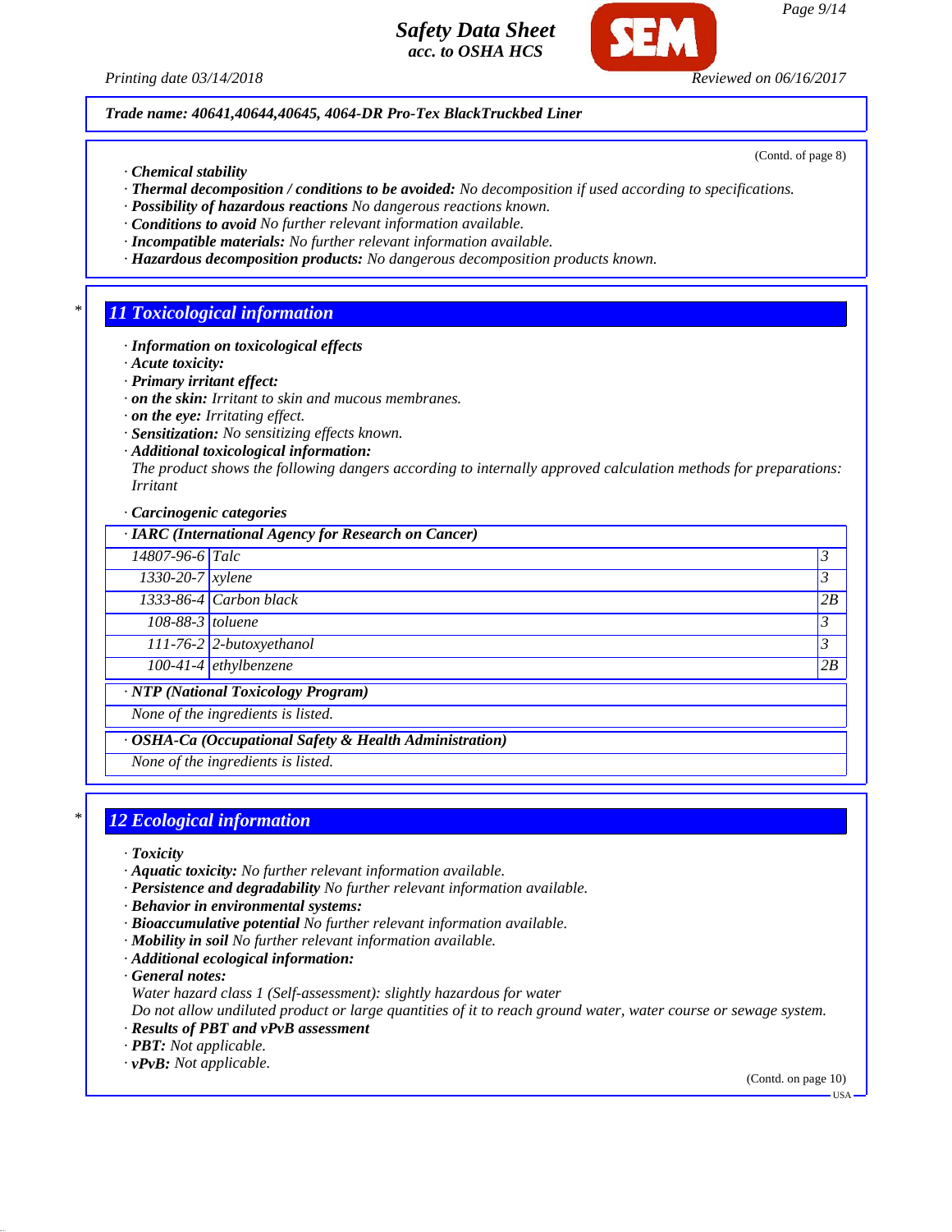*Trade name: 40641,40644,40645, 4064-DR Pro-Tex BlackTruckbed Liner*

(Contd. of page 8)

· **Chemical stability**
· **Thermal decomposition / conditions to be avoided:** No decomposition if used according to specifications.
· **Possibility of hazardous reactions** No dangerous reactions known.
· **Conditions to avoid** No further relevant information available.
· **Incompatible materials:** No further relevant information available.
· **Hazardous decomposition products:** No dangerous decomposition products known.

## 11 Toxicological information

· **Information on toxicological effects**
· **Acute toxicity:**
· **Primary irritant effect:**
· **on the skin:** Irritant to skin and mucous membranes.
· **on the eye:** Irritating effect.
· **Sensitization:** No sensitizing effects known.
· **Additional toxicological information:**
The product shows the following dangers according to internally approved calculation methods for preparations:
Irritant

· **Carcinogenic categories**

| · IARC (International Agency for Research on Cancer) | | |
|---|---|---|
| 14807-96-6 | Talc | 3 |
| 1330-20-7 | xylene | 3 |
| 1333-86-4 | Carbon black | 2B |
| 108-88-3 | toluene | 3 |
| 111-76-2 | 2-butoxyethanol | 3 |
| 100-41-4 | ethylbenzene | 2B |

| · NTP (National Toxicology Program) |
|---|
| None of the ingredients is listed. |

| · OSHA-Ca (Occupational Safety & Health Administration) |
|---|
| None of the ingredients is listed. |

## 12 Ecological information

· **Toxicity**
· **Aquatic toxicity:** No further relevant information available.
· **Persistence and degradability** No further relevant information available.
· **Behavior in environmental systems:**
· **Bioaccumulative potential** No further relevant information available.
· **Mobility in soil** No further relevant information available.
· **Additional ecological information:**
· **General notes:**
Water hazard class 1 (Self-assessment): slightly hazardous for water
Do not allow undiluted product or large quantities of it to reach ground water, water course or sewage system.
· **Results of PBT and vPvB assessment**
· **PBT:** Not applicable.
· **vPvB:** Not applicable.

(Contd. on page 10)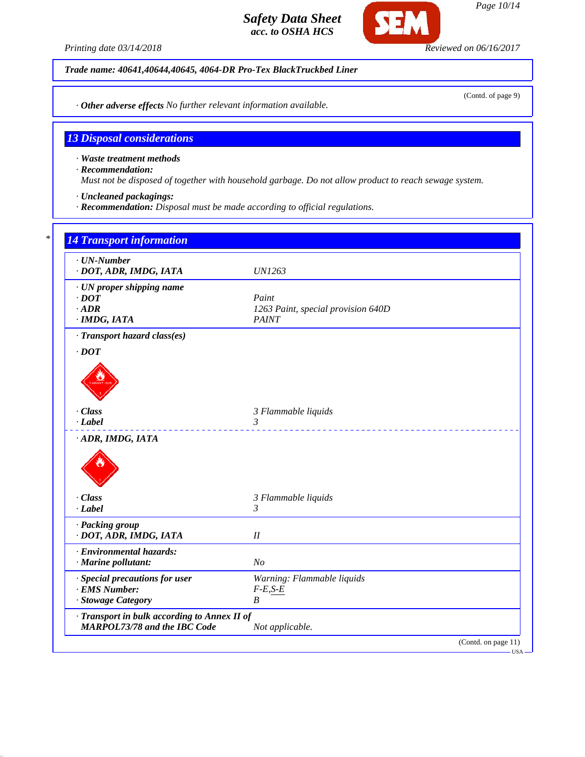**Trade name: 40641,40644,40645, 4064-DR Pro-Tex BlackTruckbed Liner**

(Contd. of page 9)

· **Other adverse effects** No further relevant information available.

## 13 Disposal considerations

· **Waste treatment methods**
· **Recommendation:**
Must not be disposed of together with household garbage. Do not allow product to reach sewage system.

· **Uncleaned packagings:**
· **Recommendation:** Disposal must be made according to official regulations.

## 14 Transport information

| | |
|---|---|
| · **UN-Number** | |
| · **DOT, ADR, IMDG, IATA** | UN1263 |
| · **UN proper shipping name** | |
| · **DOT** | Paint |
| · **ADR** | 1263 Paint, special provision 640D |
| · **IMDG, IATA** | PAINT |
| · **Transport hazard class(es)** | |
| · **DOT** | |
| · **Class** | 3 Flammable liquids |
| · **Label** | 3 |
| · **ADR, IMDG, IATA** | |
| · **Class** | 3 Flammable liquids |
| · **Label** | 3 |
| · **Packing group** | |
| · **DOT, ADR, IMDG, IATA** | II |
| · **Environmental hazards:** | |
| · **Marine pollutant:** | No |
| · **Special precautions for user** | Warning: Flammable liquids |
| · **EMS Number:** | F-E,S-E |
| · **Stowage Category** | B |
| · **Transport in bulk according to Annex II of MARPOL73/78 and the IBC Code** | Not applicable. |

(Contd. on page 11)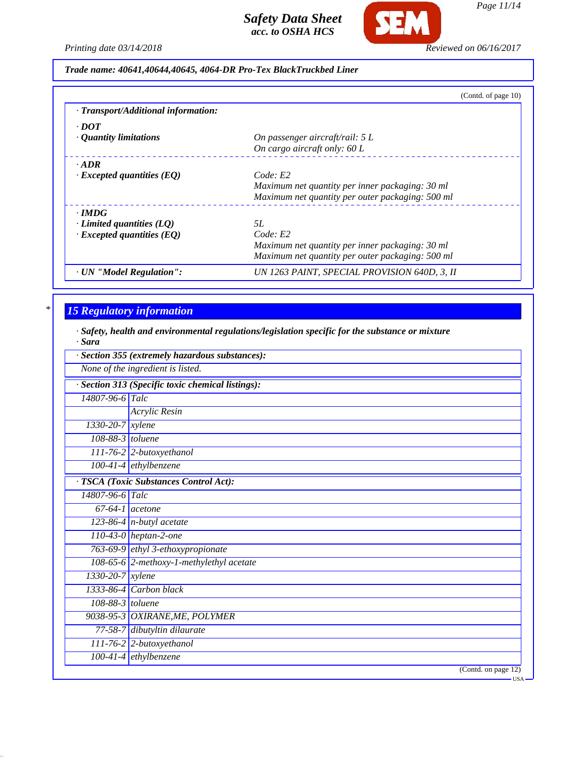**Trade name: 40641,40644,40645, 4064-DR Pro-Tex BlackTruckbed Liner**

(Contd. of page 10)

· **Transport/Additional information:**

| | |
|---|---|
| · **DOT** | |
| · **Quantity limitations** | On passenger aircraft/rail: 5 L<br>On cargo aircraft only: 60 L |
| · **ADR** | |
| · **Excepted quantities (EQ)** | Code: E2<br>Maximum net quantity per inner packaging: 30 ml<br>Maximum net quantity per outer packaging: 500 ml |
| · **IMDG** | |
| · **Limited quantities (LQ)** | 5L |
| · **Excepted quantities (EQ)** | Code: E2<br>Maximum net quantity per inner packaging: 30 ml<br>Maximum net quantity per outer packaging: 500 ml |
| · **UN "Model Regulation":** | UN 1263 PAINT, SPECIAL PROVISION 640D, 3, II |

## 15 Regulatory information

· **Safety, health and environmental regulations/legislation specific for the substance or mixture**
· **Sara**

· **Section 355 (extremely hazardous substances):**

None of the ingredient is listed.

· **Section 313 (Specific toxic chemical listings):**

| | |
|---|---|
| 14807-96-6 | Talc |
| | Acrylic Resin |
| 1330-20-7 | xylene |
| 108-88-3 | toluene |
| 111-76-2 | 2-butoxyethanol |
| 100-41-4 | ethylbenzene |

· **TSCA (Toxic Substances Control Act):**

| | |
|---|---|
| 14807-96-6 | Talc |
| 67-64-1 | acetone |
| 123-86-4 | n-butyl acetate |
| 110-43-0 | heptan-2-one |
| 763-69-9 | ethyl 3-ethoxypropionate |
| 108-65-6 | 2-methoxy-1-methylethyl acetate |
| 1330-20-7 | xylene |
| 1333-86-4 | Carbon black |
| 108-88-3 | toluene |
| 9038-95-3 | OXIRANE,ME, POLYMER |
| 77-58-7 | dibutyltin dilaurate |
| 111-76-2 | 2-butoxyethanol |
| 100-41-4 | ethylbenzene |

(Contd. on page 12)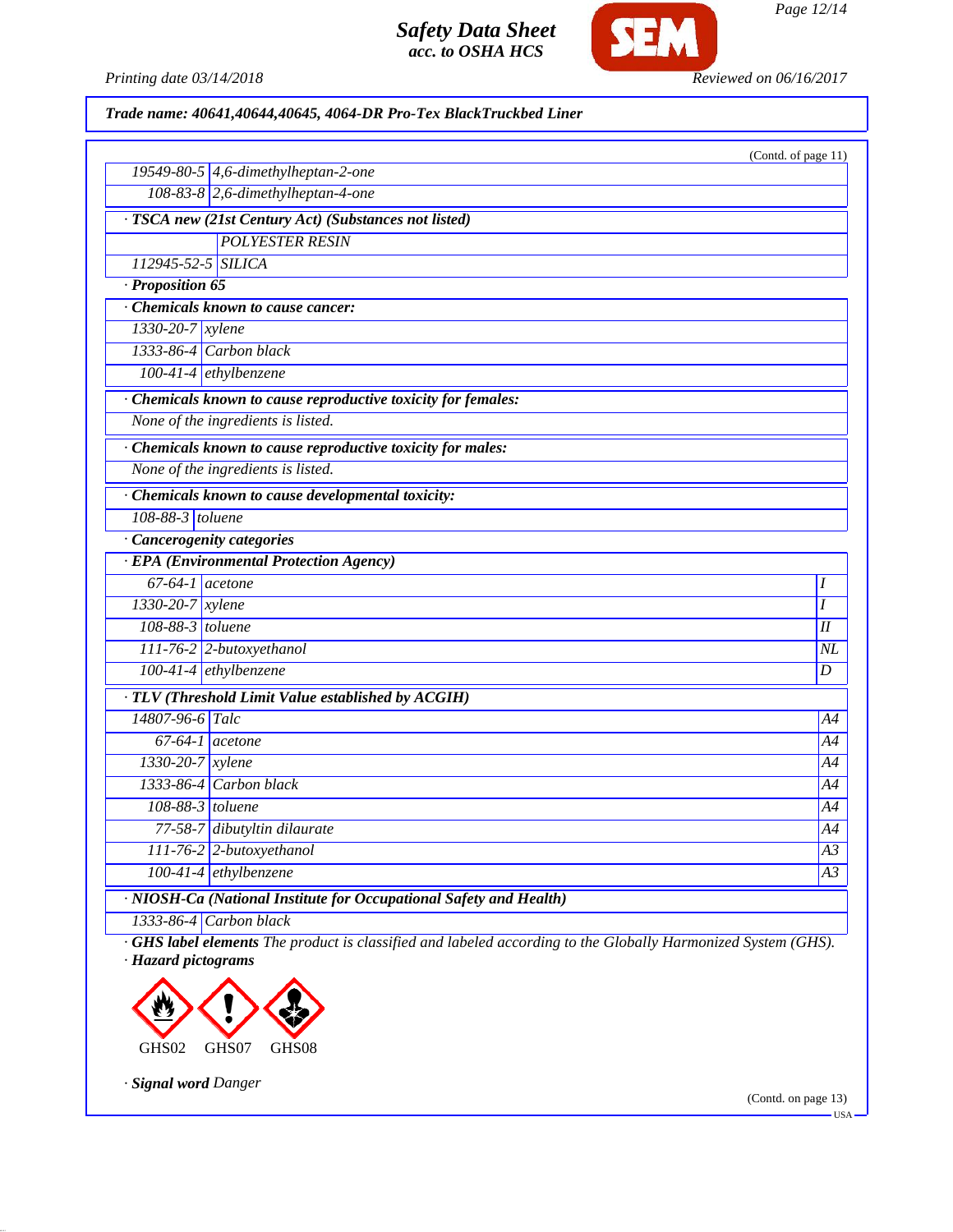**Trade name: 40641,40644,40645, 4064-DR Pro-Tex BlackTruckbed Liner**

(Contd. of page 11)

| | |
|---|---|
| 19549-80-5 | 4,6-dimethylheptan-2-one |
| 108-83-8 | 2,6-dimethylheptan-4-one |

· **TSCA new (21st Century Act) (Substances not listed)**

| | |
|---|---|
| | POLYESTER RESIN |
| 112945-52-5 | SILICA |

· **Proposition 65**

· **Chemicals known to cause cancer:**

| | |
|---|---|
| 1330-20-7 | xylene |
| 1333-86-4 | Carbon black |
| 100-41-4 | ethylbenzene |

· **Chemicals known to cause reproductive toxicity for females:**

None of the ingredients is listed.

· **Chemicals known to cause reproductive toxicity for males:**

None of the ingredients is listed.

· **Chemicals known to cause developmental toxicity:**

| | |
|---|---|
| 108-88-3 | toluene |

· **Cancerogenity categories**

· **EPA (Environmental Protection Agency)**

| | | |
|---|---|---|
| 67-64-1 | acetone | I |
| 1330-20-7 | xylene | I |
| 108-88-3 | toluene | II |
| 111-76-2 | 2-butoxyethanol | NL |
| 100-41-4 | ethylbenzene | D |

· **TLV (Threshold Limit Value established by ACGIH)**

| | | |
|---|---|---|
| 14807-96-6 | Talc | A4 |
| 67-64-1 | acetone | A4 |
| 1330-20-7 | xylene | A4 |
| 1333-86-4 | Carbon black | A4 |
| 108-88-3 | toluene | A4 |
| 77-58-7 | dibutyltin dilaurate | A4 |
| 111-76-2 | 2-butoxyethanol | A3 |
| 100-41-4 | ethylbenzene | A3 |

· **NIOSH-Ca (National Institute for Occupational Safety and Health)**

| | |
|---|---|
| 1333-86-4 | Carbon black |

· **GHS label elements** The product is classified and labeled according to the Globally Harmonized System (GHS).

· **Hazard pictograms**

GHS02 GHS07 GHS08

· **Signal word** Danger

(Contd. on page 13)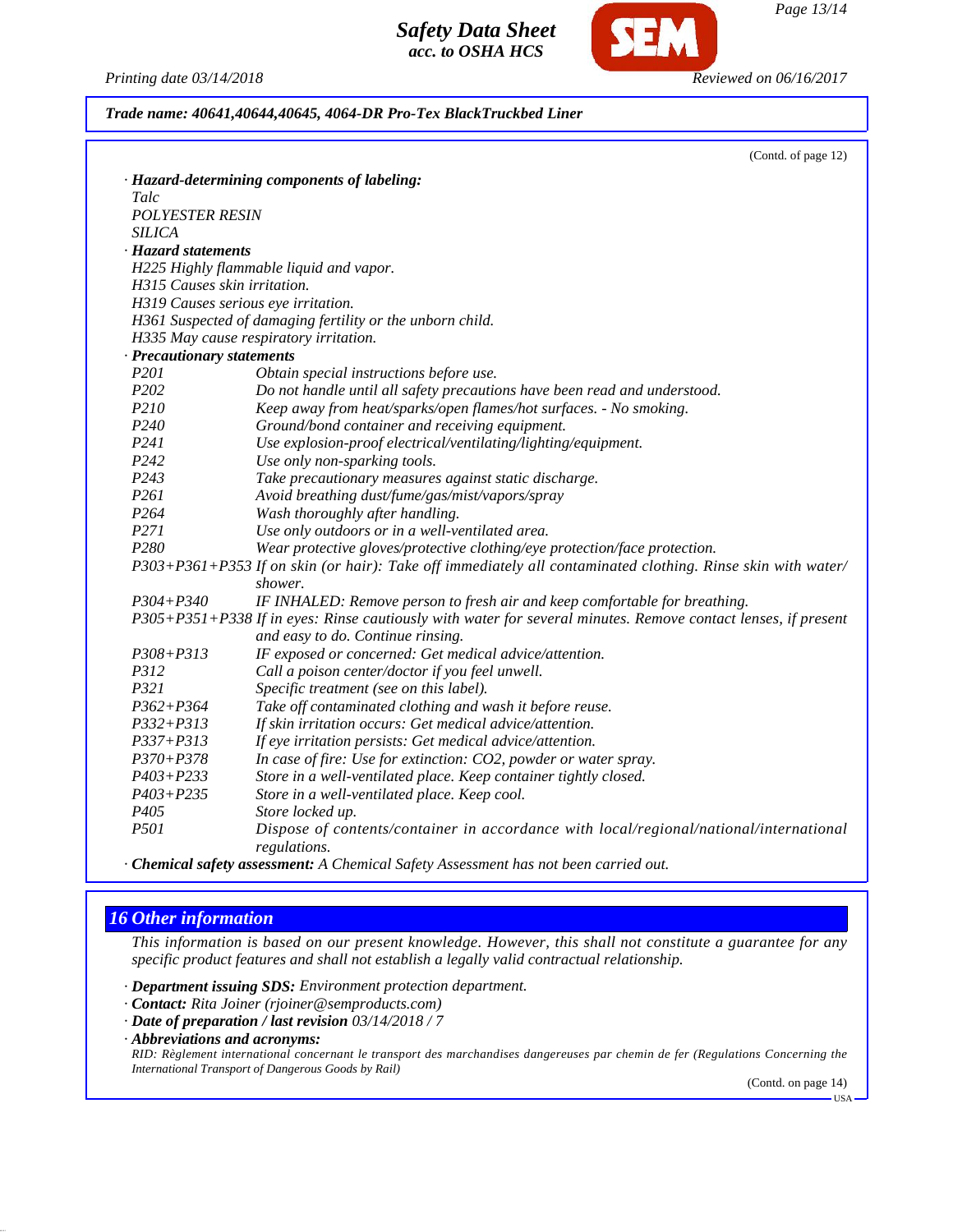(Contd. of page 12)

· **Hazard-determining components of labeling:**
Talc
POLYESTER RESIN
SILICA

· **Hazard statements**
H225 Highly flammable liquid and vapor.
H315 Causes skin irritation.
H319 Causes serious eye irritation.
H361 Suspected of damaging fertility or the unborn child.
H335 May cause respiratory irritation.

· **Precautionary statements**

| | |
|---|---|
| P201 | Obtain special instructions before use. |
| P202 | Do not handle until all safety precautions have been read and understood. |
| P210 | Keep away from heat/sparks/open flames/hot surfaces. - No smoking. |
| P240 | Ground/bond container and receiving equipment. |
| P241 | Use explosion-proof electrical/ventilating/lighting/equipment. |
| P242 | Use only non-sparking tools. |
| P243 | Take precautionary measures against static discharge. |
| P261 | Avoid breathing dust/fume/gas/mist/vapors/spray |
| P264 | Wash thoroughly after handling. |
| P271 | Use only outdoors or in a well-ventilated area. |
| P280 | Wear protective gloves/protective clothing/eye protection/face protection. |
| P303+P361+P353 | If on skin (or hair): Take off immediately all contaminated clothing. Rinse skin with water/shower. |
| P304+P340 | IF INHALED: Remove person to fresh air and keep comfortable for breathing. |
| P305+P351+P338 | If in eyes: Rinse cautiously with water for several minutes. Remove contact lenses, if present and easy to do. Continue rinsing. |
| P308+P313 | IF exposed or concerned: Get medical advice/attention. |
| P312 | Call a poison center/doctor if you feel unwell. |
| P321 | Specific treatment (see on this label). |
| P362+P364 | Take off contaminated clothing and wash it before reuse. |
| P332+P313 | If skin irritation occurs: Get medical advice/attention. |
| P337+P313 | If eye irritation persists: Get medical advice/attention. |
| P370+P378 | In case of fire: Use for extinction: CO2, powder or water spray. |
| P403+P233 | Store in a well-ventilated place. Keep container tightly closed. |
| P403+P235 | Store in a well-ventilated place. Keep cool. |
| P405 | Store locked up. |
| P501 | Dispose of contents/container in accordance with local/regional/national/international regulations. |

· **Chemical safety assessment:** A Chemical Safety Assessment has not been carried out.

## 16 Other information

This information is based on our present knowledge. However, this shall not constitute a guarantee for any specific product features and shall not establish a legally valid contractual relationship.

· **Department issuing SDS:** Environment protection department.
· **Contact:** Rita Joiner (rjoiner@semproducts.com)
· **Date of preparation / last revision** 03/14/2018 / 7
· **Abbreviations and acronyms:**
RID: Règlement international concernant le transport des marchandises dangereuses par chemin de fer (Regulations Concerning the International Transport of Dangerous Goods by Rail)

(Contd. on page 14)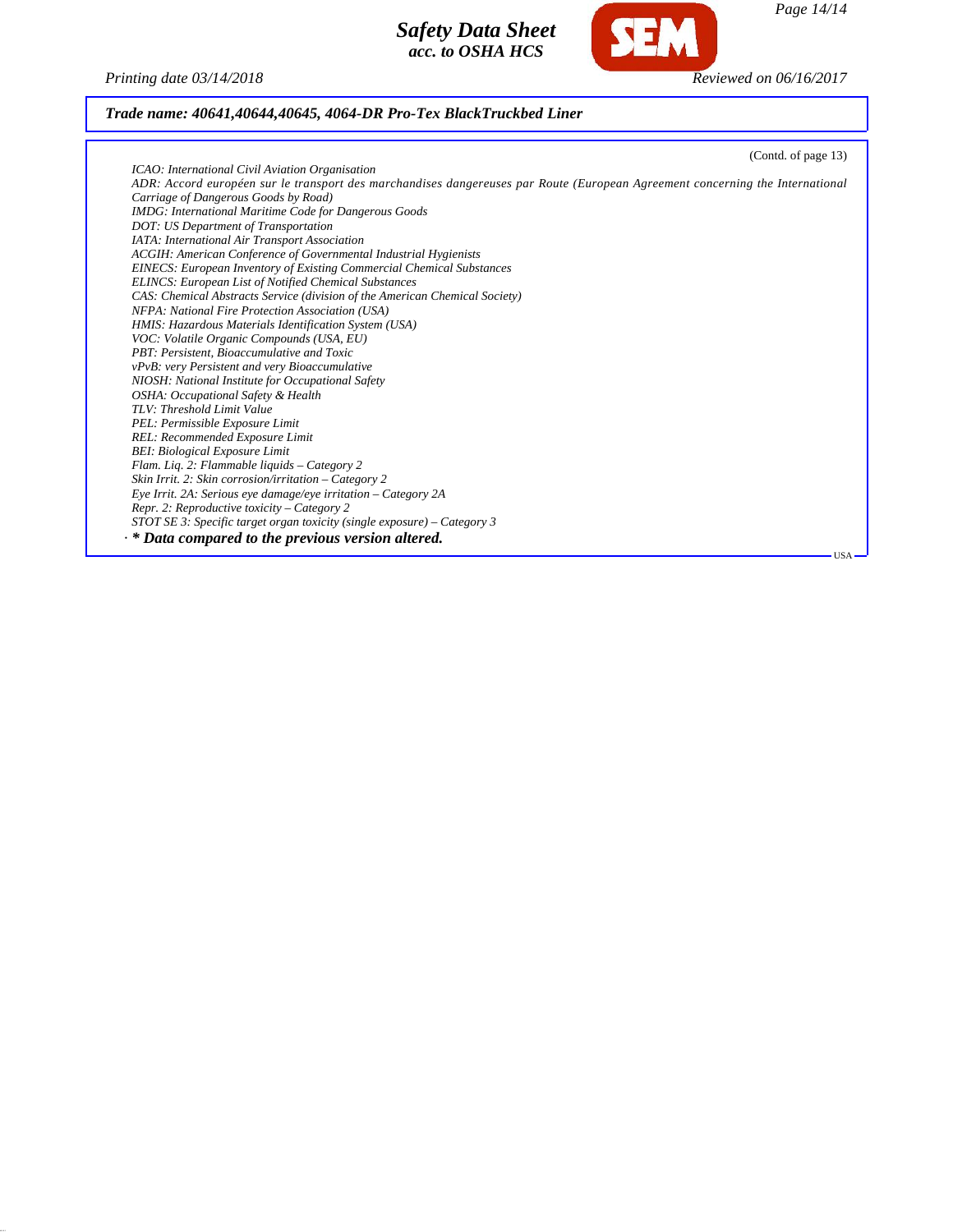(Contd. of page 13)

*ICAO: International Civil Aviation Organisation*
*ADR: Accord européen sur le transport des marchandises dangereuses par Route (European Agreement concerning the International Carriage of Dangerous Goods by Road)*
*IMDG: International Maritime Code for Dangerous Goods*
*DOT: US Department of Transportation*
*IATA: International Air Transport Association*
*ACGIH: American Conference of Governmental Industrial Hygienists*
*EINECS: European Inventory of Existing Commercial Chemical Substances*
*ELINCS: European List of Notified Chemical Substances*
*CAS: Chemical Abstracts Service (division of the American Chemical Society)*
*NFPA: National Fire Protection Association (USA)*
*HMIS: Hazardous Materials Identification System (USA)*
*VOC: Volatile Organic Compounds (USA, EU)*
*PBT: Persistent, Bioaccumulative and Toxic*
*vPvB: very Persistent and very Bioaccumulative*
*NIOSH: National Institute for Occupational Safety*
*OSHA: Occupational Safety & Health*
*TLV: Threshold Limit Value*
*PEL: Permissible Exposure Limit*
*REL: Recommended Exposure Limit*
*BEI: Biological Exposure Limit*
*Flam. Liq. 2: Flammable liquids – Category 2*
*Skin Irrit. 2: Skin corrosion/irritation – Category 2*
*Eye Irrit. 2A: Serious eye damage/eye irritation – Category 2A*
*Repr. 2: Reproductive toxicity – Category 2*
*STOT SE 3: Specific target organ toxicity (single exposure) – Category 3*

**· * Data compared to the previous version altered.**

USA